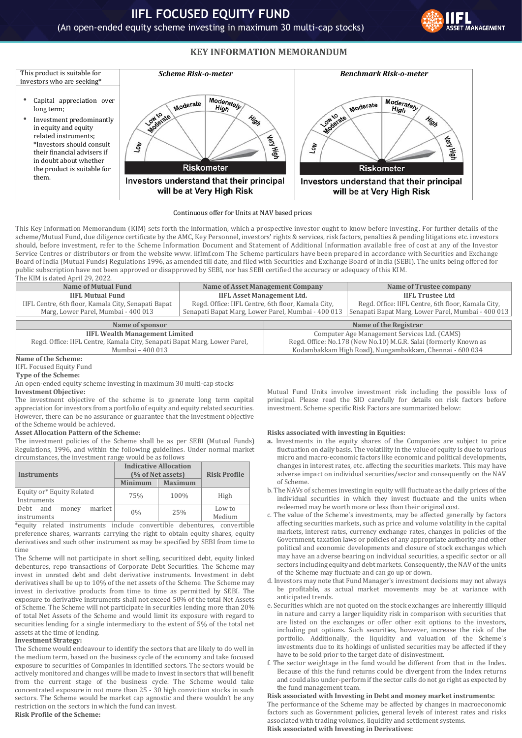# IIFL FOCUSED EQUITY FUND

(An open-ended equity scheme investing in maximum 30 multi-cap stocks)

## KEY INFORMATION MEMORANDUM

| This product is suitable for investors who are seeking* | Scheme Risk-o-meter | Benchmark Risk-o-meter |
|---|---|---|
| • Capital appreciation over long term;<br>• Investment predominantly in equity and equity related instruments;<br>*Investors should consult their financial advisers if in doubt about whether the product is suitable for them. | Investors understand that their principal will be at Very High Risk | Investors understand that their principal will be at Very High Risk |

Continuous offer for Units at NAV based prices

This Key Information Memorandum (KIM) sets forth the information, which a prospective investor ought to know before investing. For further details of the scheme/Mutual Fund, due diligence certificate by the AMC, Key Personnel, investors' rights & services, risk factors, penalties & pending litigations etc. investors should, before investment, refer to the Scheme Information Document and Statement of Additional Information available free of cost at any of the Investor Service Centres or distributors or from the website www. iiflmf.com The Scheme particulars have been prepared in accordance with Securities and Exchange Board of India (Mutual Funds) Regulations 1996, as amended till date, and filed with Securities and Exchange Board of India (SEBI). The units being offered for public subscription have not been approved or disapproved by SEBI, nor has SEBI certified the accuracy or adequacy of this KIM.

The KIM is dated April 29, 2022.

| Name of Mutual Fund | Name of Asset Management Company | Name of Trustee company |
|---|---|---|
| **IIFL Mutual Fund**<br>IIFL Centre, 6th floor, Kamala City, Senapati Bapat Marg, Lower Parel, Mumbai - 400 013 | **IIFL Asset Management Ltd.**<br>Regd. Office: IIFL Centre, 6th floor, Kamala City, Senapati Bapat Marg, Lower Parel, Mumbai - 400 013 | **IIFL Trustee Ltd**<br>Regd. Office: IIFL Centre, 6th floor, Kamala City, Senapati Bapat Marg, Lower Parel, Mumbai - 400 013 |

| Name of sponsor | Name of the Registrar |
|---|---|
| **IIFL Wealth Management Limited**<br>Regd. Office: IIFL Centre, Kamala City, Senapati Bapat Marg, Lower Parel, Mumbai – 400 013 | Computer Age Management Services Ltd. (CAMS)<br>Regd. Office: No.178 (New No.10) M.G.R. Salai (formerly Known as Kodambakkam High Road), Nungambakkam, Chennai - 600 034 |

**Name of the Scheme:**

IIFL Focused Equity Fund

**Type of the Scheme:**

An open-ended equity scheme investing in maximum 30 multi-cap stocks

**Investment Objective:**

The investment objective of the scheme is to generate long term capital appreciation for investors from a portfolio of equity and equity related securities. However, there can be no assurance or guarantee that the investment objective of the Scheme would be achieved.

**Asset Allocation Pattern of the Scheme:**

The investment policies of the Scheme shall be as per SEBI (Mutual Funds) Regulations, 1996, and within the following guidelines. Under normal market circumstances, the investment range would be as follows

| Instruments | Indicative Allocation (% of Net assets) | | Risk Profile |
|---|---|---|---|
| | Minimum | Maximum | |
| Equity or* Equity Related Instruments | 75% | 100% | High |
| Debt and money market instruments | 0% | 25% | Low to Medium |

*equity related instruments include convertible debentures, convertible preference shares, warrants carrying the right to obtain equity shares, equity derivatives and such other instrument as may be specified by SEBI from time to time

The Scheme will not participate in short selling, securitized debt, equity linked debentures, repo transactions of Corporate Debt Securities. The Scheme may invest in unrated debt and debt derivative instruments. Investment in debt derivatives shall be up to 10% of the net assets of the Scheme. The Scheme may invest in derivative products from time to time as permitted by SEBI. The exposure to derivative instruments shall not exceed 50% of the total Net Assets of Scheme. The Scheme will not participate in securities lending more than 20% of total Net Assets of the Scheme and would limit its exposure with regard to securities lending for a single intermediary to the extent of 5% of the total net assets at the time of lending.

**Investment Strategy:**

The Scheme would endeavour to identify the sectors that are likely to do well in the medium term, based on the business cycle of the economy and take focused exposure to securities of Companies in identified sectors. The sectors would be actively monitored and changes will be made to invest in sectors that will benefit from the current stage of the business cycle. The Scheme would take concentrated exposure in not more than 25 - 30 high conviction stocks in such sectors. The Scheme would be market cap agnostic and there wouldn't be any restriction on the sectors in which the fund can invest.

**Risk Profile of the Scheme:**

Mutual Fund Units involve investment risk including the possible loss of principal. Please read the SID carefully for details on risk factors before investment. Scheme specific Risk Factors are summarized below:

**Risks associated with investing in Equities:**

a. Investments in the equity shares of the Companies are subject to price fluctuation on daily basis. The volatility in the value of equity is due to various micro and macro-economic factors like economic and political developments, changes in interest rates, etc. affecting the securities markets. This may have adverse impact on individual securities/sector and consequently on the NAV of Scheme.

b. The NAVs of schemes investing in equity will fluctuate as the daily prices of the individual securities in which they invest fluctuate and the units when redeemed may be worth more or less than their original cost.

c. The value of the Scheme's investments, may be affected generally by factors affecting securities markets, such as price and volume volatility in the capital markets, interest rates, currency exchange rates, changes in policies of the Government, taxation laws or policies of any appropriate authority and other political and economic developments and closure of stock exchanges which may have an adverse bearing on individual securities, a specific sector or all sectors including equity and debt markets. Consequently, the NAV of the units of the Scheme may fluctuate and can go up or down.

d. Investors may note that Fund Manager's investment decisions may not always be profitable, as actual market movements may be at variance with anticipated trends.

e. Securities which are not quoted on the stock exchanges are inherently illiquid in nature and carry a larger liquidity risk in comparison with securities that are listed on the exchanges or offer other exit options to the investors, including put options. Such securities, however, increase the risk of the portfolio. Additionally, the liquidity and valuation of the Scheme's investments due to its holdings of unlisted securities may be affected if they have to be sold prior to the target date of disinvestment.

f. The sector weightage in the fund would be different from that in the Index. Because of this the fund returns could be divergent from the Index returns and could also under-perform if the sector calls do not go right as expected by the fund management team.

**Risk associated with Investing in Debt and money market instruments:**

The performance of the Scheme may be affected by changes in macroeconomic factors such as Government policies, general levels of interest rates and risks associated with trading volumes, liquidity and settlement systems.

**Risk associated with Investing in Derivatives:**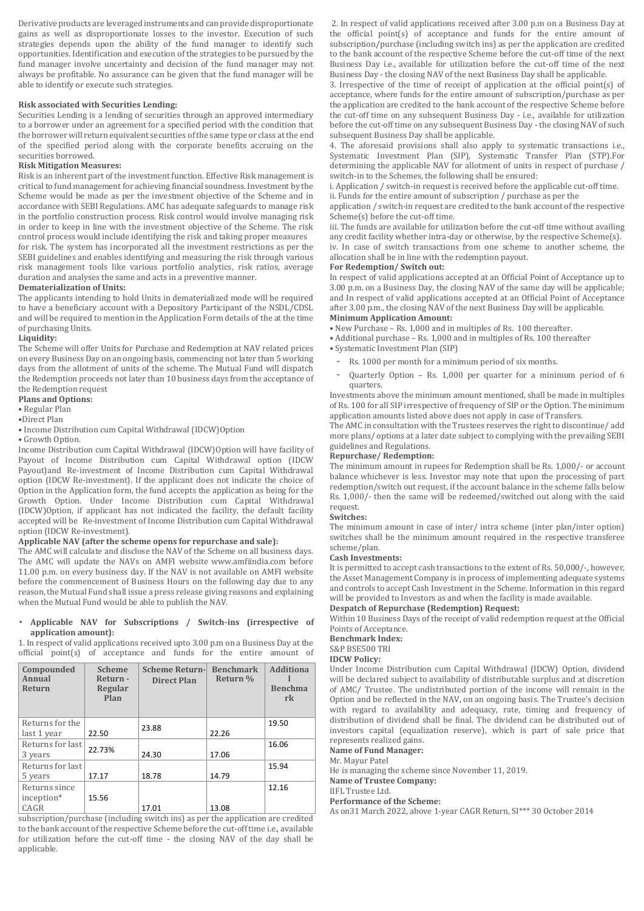Derivative products are leveraged instruments and can provide disproportionate gains as well as disproportionate losses to the investor. Execution of such strategies depends upon the ability of the fund manager to identify such opportunities. Identification and execution of the strategies to be pursued by the fund manager involve uncertainty and decision of the fund manager may not always be profitable. No assurance can be given that the fund manager will be able to identify or execute such strategies.

**Risk associated with Securities Lending:**

Securities Lending is a lending of securities through an approved intermediary to a borrower under an agreement for a specified period with the condition that the borrower will return equivalent securities of the same type or class at the end of the specified period along with the corporate benefits accruing on the securities borrowed.

**Risk Mitigation Measures:**

Risk is an inherent part of the investment function. Effective Risk management is critical to fund management for achieving financial soundness. Investment by the Scheme would be made as per the investment objective of the Scheme and in accordance with SEBI Regulations. AMC has adequate safeguards to manage risk in the portfolio construction process. Risk control would involve managing risk in order to keep in line with the investment objective of the Scheme. The risk control process would include identifying the risk and taking proper measures for risk. The system has incorporated all the investment restrictions as per the SEBI guidelines and enables identifying and measuring the risk through various risk management tools like various portfolio analytics, risk ratios, average duration and analyses the same and acts in a preventive manner.

**Dematerialization of Units:**

The applicants intending to hold Units in dematerialized mode will be required to have a beneficiary account with a Depository Participant of the NSDL/CDSL and will be required to mention in the Application Form details of the at the time of purchasing Units.

**Liquidity:**

The Scheme will offer Units for Purchase and Redemption at NAV related prices on every Business Day on an ongoing basis, commencing not later than 5 working days from the allotment of units of the scheme. The Mutual Fund will dispatch the Redemption proceeds not later than 10 business days from the acceptance of the Redemption request

**Plans and Options:**

- Regular Plan
- Direct Plan
- Income Distribution cum Capital Withdrawal (IDCW)Option
- Growth Option.

Income Distribution cum Capital Withdrawal (IDCW)Option will have facility of Payout of Income Distribution cum Capital Withdrawal option (IDCW Payout)and Re-investment of Income Distribution cum Capital Withdrawal option (IDCW Re-investment). If the applicant does not indicate the choice of Option in the Application form, the fund accepts the application as being for the Growth Option. Under Income Distribution cum Capital Withdrawal (IDCW)Option, if applicant has not indicated the facility, the default facility accepted will be Re-investment of Income Distribution cum Capital Withdrawal option (IDCW Re-investment).

**Applicable NAV (after the scheme opens for repurchase and sale):**

The AMC will calculate and disclose the NAV of the Scheme on all business days. The AMC will update the NAVs on AMFI website www.amfiindia.com before 11.00 p.m. on every business day. If the NAV is not available on AMFI website before the commencement of Business Hours on the following day due to any reason, the Mutual Fund shall issue a press release giving reasons and explaining when the Mutual Fund would be able to publish the NAV.

- **Applicable NAV for Subscriptions / Switch-ins (irrespective of application amount):**

1. In respect of valid applications received upto 3.00 p.m on a Business Day at the official point(s) of acceptance and funds for the entire amount of subscription/purchase (including switch ins) as per the application are credited to the bank account of the respective Scheme before the cut-off time i.e., available for utilization before the cut-off time - the closing NAV of the day shall be applicable.

| Compounded Annual Return | Scheme Return - Regular Plan | Scheme Return- Direct Plan | Benchmark Return % | Additional Benchmark |
|---|---|---|---|---|
| Returns for the last 1 year | 22.50 | 23.88 | 22.26 | 19.50 |
| Returns for last 3 years | 22.73% | 24.30 | 17.06 | 16.06 |
| Returns for last 5 years | 17.17 | 18.78 | 14.79 | 15.94 |
| Returns since inception* CAGR | 15.56 | 17.01 | 13.08 | 12.16 |

2. In respect of valid applications received after 3.00 p.m on a Business Day at the official point(s) of acceptance and funds for the entire amount of subscription/purchase (including switch ins) as per the application are credited to the bank account of the respective Scheme before the cut-off time of the next Business Day i.e., available for utilization before the cut-off time of the next Business Day - the closing NAV of the next Business Day shall be applicable.

3. Irrespective of the time of receipt of application at the official point(s) of acceptance, where funds for the entire amount of subscription/purchase as per the application are credited to the bank account of the respective Scheme before the cut-off time on any subsequent Business Day - i.e., available for utilization before the cut-off time on any subsequent Business Day - the closing NAV of such subsequent Business Day shall be applicable.

4. The aforesaid provisions shall also apply to systematic transactions i.e., Systematic Investment Plan (SIP), Systematic Transfer Plan (STP).For determining the applicable NAV for allotment of units in respect of purchase / switch-in to the Schemes, the following shall be ensured:

i. Application / switch-in request is received before the applicable cut-off time.

ii. Funds for the entire amount of subscription / purchase as per the application / switch-in request are credited to the bank account of the respective Scheme(s) before the cut-off time.

iii. The funds are available for utilization before the cut-off time without availing any credit facility whether intra-day or otherwise, by the respective Scheme(s).

iv. In case of switch transactions from one scheme to another scheme, the allocation shall be in line with the redemption payout.

**For Redemption/ Switch out:**

In respect of valid applications accepted at an Official Point of Acceptance up to 3.00 p.m. on a Business Day, the closing NAV of the same day will be applicable; and In respect of valid applications accepted at an Official Point of Acceptance after 3.00 p.m., the closing NAV of the next Business Day will be applicable.

**Minimum Application Amount:**

- New Purchase – Rs. 1,000 and in multiples of Rs. 100 thereafter.
- Additional purchase – Rs. 1,000 and in multiples of Rs. 100 thereafter
- Systematic Investment Plan (SIP)
  - Rs. 1000 per month for a minimum period of six months.
  - Quarterly Option – Rs. 1,000 per quarter for a minimum period of 6 quarters.

Investments above the minimum amount mentioned, shall be made in multiples of Rs. 100 for all SIP irrespective of frequency of SIP or the Option. The minimum application amounts listed above does not apply in case of Transfers.

The AMC in consultation with the Trustees reserves the right to discontinue/ add more plans/ options at a later date subject to complying with the prevailing SEBI guidelines and Regulations.

**Repurchase/ Redemption:**

The minimum amount in rupees for Redemption shall be Rs. 1,000/- or account balance whichever is less. Investor may note that upon the processing of part redemption/switch out request, if the account balance in the scheme falls below Rs. 1,000/- then the same will be redeemed/switched out along with the said request.

**Switches:**

The minimum amount in case of inter/ intra scheme (inter plan/inter option) switches shall be the minimum amount required in the respective transferee scheme/plan.

**Cash Investments:**

It is permitted to accept cash transactions to the extent of Rs. 50,000/-, however, the Asset Management Company is in process of implementing adequate systems and controls to accept Cash Investment in the Scheme. Information in this regard will be provided to Investors as and when the facility is made available.

**Despatch of Repurchase (Redemption) Request:**

Within 10 Business Days of the receipt of valid redemption request at the Official Points of Acceptance.

**Benchmark Index:**

S&P BSE500 TRI

**IDCW Policy:**

Under Income Distribution cum Capital Withdrawal (IDCW) Option, dividend will be declared subject to availability of distributable surplus and at discretion of AMC/ Trustee. The undistributed portion of the income will remain in the Option and be reflected in the NAV, on an ongoing basis. The Trustee's decision with regard to availability and adequacy, rate, timing and frequency of distribution of dividend shall be final. The dividend can be distributed out of investors capital (equalization reserve), which is part of sale price that represents realized gains.

**Name of Fund Manager:**

Mr. Mayur Patel

He is managing the scheme since November 11, 2019.

**Name of Trustee Company:**

IIFL Trustee Ltd.

**Performance of the Scheme:**

As on31 March 2022, above 1-year CAGR Return, SI*** 30 October 2014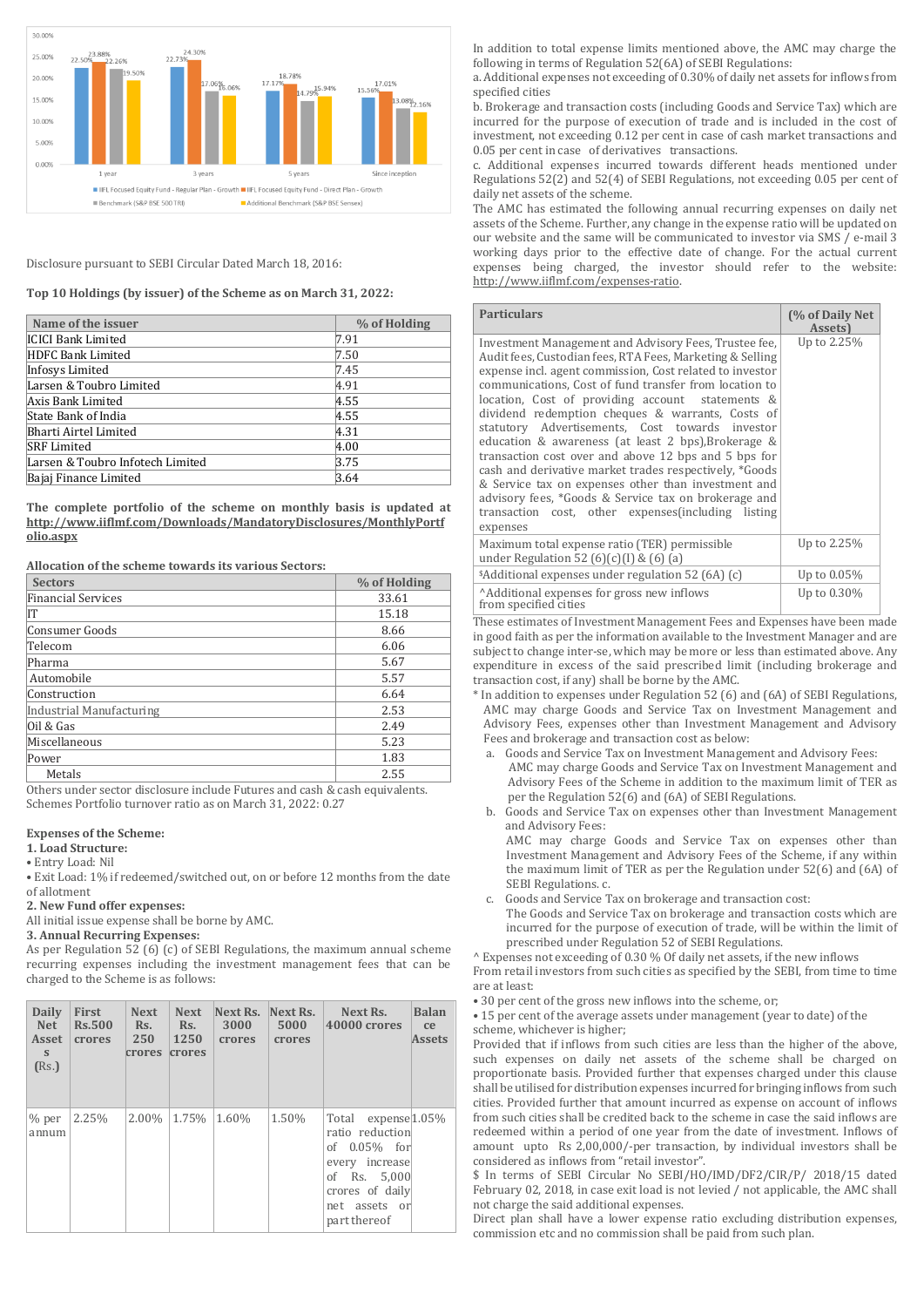| | IIFL Focused Equity Fund - Regular Plan - Growth | IIFL Focused Equity Fund - Direct Plan - Growth | Benchmark (S&P BSE 500 TRI) | Additional Benchmark (S&P BSE Sensex) |
|---|---|---|---|---|
| 1 year | 22.50% | 23.88% | 22.26% | 19.50% |
| 3 years | 22.73% | 24.30% | 17.06% | 16.06% |
| 5 years | 17.17% | 18.78% | 14.79% | 15.94% |
| Since inception | 15.56% | 17.01% | 13.08% | 12.16% |

Disclosure pursuant to SEBI Circular Dated March 18, 2016:

**Top 10 Holdings (by issuer) of the Scheme as on March 31, 2022:**

| Name of the issuer | % of Holding |
|---|---|
| ICICI Bank Limited | 7.91 |
| HDFC Bank Limited | 7.50 |
| Infosys Limited | 7.45 |
| Larsen & Toubro Limited | 4.91 |
| Axis Bank Limited | 4.55 |
| State Bank of India | 4.55 |
| Bharti Airtel Limited | 4.31 |
| SRF Limited | 4.00 |
| Larsen & Toubro Infotech Limited | 3.75 |
| Bajaj Finance Limited | 3.64 |

**The complete portfolio of the scheme on monthly basis is updated at http://www.iiflmf.com/Downloads/MandatoryDisclosures/MonthlyPortfolio.aspx**

**Allocation of the scheme towards its various Sectors:**

| Sectors | % of Holding |
|---|---|
| Financial Services | 33.61 |
| IT | 15.18 |
| Consumer Goods | 8.66 |
| Telecom | 6.06 |
| Pharma | 5.67 |
| Automobile | 5.57 |
| Construction | 6.64 |
| Industrial Manufacturing | 2.53 |
| Oil & Gas | 2.49 |
| Miscellaneous | 5.23 |
| Power | 1.83 |
| Metals | 2.55 |

Others under sector disclosure include Futures and cash & cash equivalents.
Schemes Portfolio turnover ratio as on March 31, 2022: 0.27

**Expenses of the Scheme:**

**1. Load Structure:**

- Entry Load: Nil
- Exit Load: 1% if redeemed/switched out, on or before 12 months from the date of allotment

**2. New Fund offer expenses:**

All initial issue expense shall be borne by AMC.

**3. Annual Recurring Expenses:**

As per Regulation 52 (6) (c) of SEBI Regulations, the maximum annual scheme recurring expenses including the investment management fees that can be charged to the Scheme is as follows:

| Daily Net Assets (Rs.) | First Rs.500 crores | Next Rs. 250 crores | Next Rs. 1250 crores | Next Rs. 3000 crores | Next Rs. 5000 crores | Next Rs. 40000 crores | Balance Assets |
|---|---|---|---|---|---|---|---|
| % per annum | 2.25% | 2.00% | 1.75% | 1.60% | 1.50% | Total expense ratio reduction of 0.05% for every increase of Rs. 5,000 crores of daily net assets or part thereof | 1.05% |

In addition to total expense limits mentioned above, the AMC may charge the following in terms of Regulation 52(6A) of SEBI Regulations:

a. Additional expenses not exceeding of 0.30% of daily net assets for inflows from specified cities

b. Brokerage and transaction costs (including Goods and Service Tax) which are incurred for the purpose of execution of trade and is included in the cost of investment, not exceeding 0.12 per cent in case of cash market transactions and 0.05 per cent in case of derivatives transactions.

c. Additional expenses incurred towards different heads mentioned under Regulations 52(2) and 52(4) of SEBI Regulations, not exceeding 0.05 per cent of daily net assets of the scheme.

The AMC has estimated the following annual recurring expenses on daily net assets of the Scheme. Further, any change in the expense ratio will be updated on our website and the same will be communicated to investor via SMS / e-mail 3 working days prior to the effective date of change. For the actual current expenses being charged, the investor should refer to the website: http://www.iiflmf.com/expenses-ratio.

| Particulars | (% of Daily Net Assets) |
|---|---|
| Investment Management and Advisory Fees, Trustee fee, Audit fees, Custodian fees, RTA Fees, Marketing & Selling expense incl. agent commission, Cost related to investor communications, Cost of fund transfer from location to location, Cost of providing account statements & dividend redemption cheques & warrants, Costs of statutory Advertisements, Cost towards investor education & awareness (at least 2 bps),Brokerage & transaction cost over and above 12 bps and 5 bps for cash and derivative market trades respectively, *Goods & Service tax on expenses other than investment and advisory fees, *Goods & Service tax on brokerage and transaction cost, other expenses(including listing expenses | Up to 2.25% |
| Maximum total expense ratio (TER) permissible under Regulation 52 (6)(c)(I) & (6) (a) | Up to 2.25% |
| $Additional expenses under regulation 52 (6A) (c) | Up to 0.05% |
| ^Additional expenses for gross new inflows from specified cities | Up to 0.30% |

These estimates of Investment Management Fees and Expenses have been made in good faith as per the information available to the Investment Manager and are subject to change inter-se, which may be more or less than estimated above. Any expenditure in excess of the said prescribed limit (including brokerage and transaction cost, if any) shall be borne by the AMC.

* In addition to expenses under Regulation 52 (6) and (6A) of SEBI Regulations, AMC may charge Goods and Service Tax on Investment Management and Advisory Fees, expenses other than Investment Management and Advisory Fees and brokerage and transaction cost as below:

a. Goods and Service Tax on Investment Management and Advisory Fees: AMC may charge Goods and Service Tax on Investment Management and Advisory Fees of the Scheme in addition to the maximum limit of TER as per the Regulation 52(6) and (6A) of SEBI Regulations.

b. Goods and Service Tax on expenses other than Investment Management and Advisory Fees: AMC may charge Goods and Service Tax on expenses other than Investment Management and Advisory Fees of the Scheme, if any within the maximum limit of TER as per the Regulation under 52(6) and (6A) of SEBI Regulations. c.

c. Goods and Service Tax on brokerage and transaction cost: The Goods and Service Tax on brokerage and transaction costs which are incurred for the purpose of execution of trade, will be within the limit of prescribed under Regulation 52 of SEBI Regulations.

^ Expenses not exceeding of 0.30 % Of daily net assets, if the new inflows From retail investors from such cities as specified by the SEBI, from time to time are at least:

- 30 per cent of the gross new inflows into the scheme, or;
- 15 per cent of the average assets under management (year to date) of the scheme, whichever is higher;

Provided that if inflows from such cities are less than the higher of the above, such expenses on daily net assets of the scheme shall be charged on proportionate basis. Provided further that expenses charged under this clause shall be utilised for distribution expenses incurred for bringing inflows from such cities. Provided further that amount incurred as expense on account of inflows from such cities shall be credited back to the scheme in case the said inflows are redeemed within a period of one year from the date of investment. Inflows of amount upto Rs 2,00,000/-per transaction, by individual investors shall be considered as inflows from "retail investor".

$ In terms of SEBI Circular No SEBI/HO/IMD/DF2/CIR/P/ 2018/15 dated February 02, 2018, in case exit load is not levied / not applicable, the AMC shall not charge the said additional expenses.

Direct plan shall have a lower expense ratio excluding distribution expenses, commission etc and no commission shall be paid from such plan.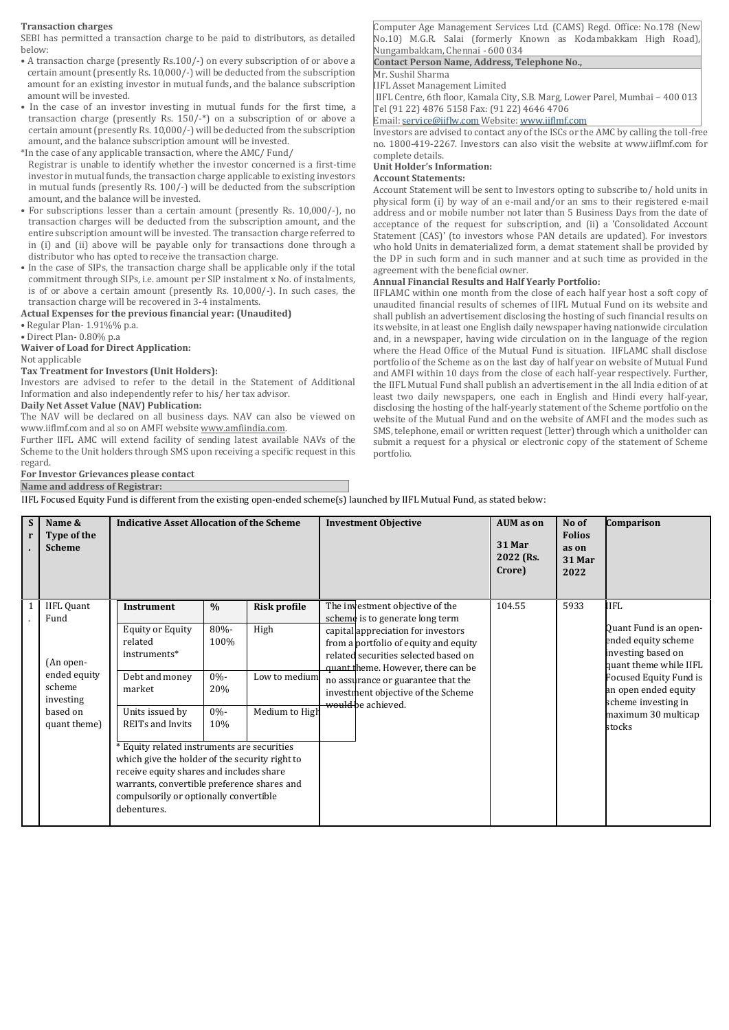**Transaction charges**

SEBI has permitted a transaction charge to be paid to distributors, as detailed below:

- A transaction charge (presently Rs.100/-) on every subscription of or above a certain amount (presently Rs. 10,000/-) will be deducted from the subscription amount for an existing investor in mutual funds, and the balance subscription amount will be invested.
- In the case of an investor investing in mutual funds for the first time, a transaction charge (presently Rs. 150/-*) on a subscription of or above a certain amount (presently Rs. 10,000/-) will be deducted from the subscription amount, and the balance subscription amount will be invested.

*In the case of any applicable transaction, where the AMC/ Fund/ Registrar is unable to identify whether the investor concerned is a first-time investor in mutual funds, the transaction charge applicable to existing investors in mutual funds (presently Rs. 100/-) will be deducted from the subscription amount, and the balance will be invested.

- For subscriptions lesser than a certain amount (presently Rs. 10,000/-), no transaction charges will be deducted from the subscription amount, and the entire subscription amount will be invested. The transaction charge referred to in (i) and (ii) above will be payable only for transactions done through a distributor who has opted to receive the transaction charge.
- In the case of SIPs, the transaction charge shall be applicable only if the total commitment through SIPs, i.e. amount per SIP instalment x No. of instalments, is of or above a certain amount (presently Rs. 10,000/-). In such cases, the transaction charge will be recovered in 3-4 instalments.

**Actual Expenses for the previous financial year: (Unaudited)**

- Regular Plan- 1.91%% p.a.
- Direct Plan- 0.80% p.a

**Waiver of Load for Direct Application:**

Not applicable

**Tax Treatment for Investors (Unit Holders):**

Investors are advised to refer to the detail in the Statement of Additional Information and also independently refer to his/ her tax advisor.

**Daily Net Asset Value (NAV) Publication:**

The NAV will be declared on all business days. NAV can also be viewed on www.iiflmf.com and al so on AMFI website www.amfiindia.com.

Further IIFL AMC will extend facility of sending latest available NAVs of the Scheme to the Unit holders through SMS upon receiving a specific request in this regard.

**For Investor Grievances please contact**

**Name and address of Registrar:**

Computer Age Management Services Ltd. (CAMS) Regd. Office: No.178 (New No.10) M.G.R. Salai (formerly Known as Kodambakkam High Road), Nungambakkam, Chennai - 600 034

**Contact Person Name, Address, Telephone No.,**

Mr. Sushil Sharma
IIFL Asset Management Limited
IIFL Centre, 6th floor, Kamala City, S.B. Marg, Lower Parel, Mumbai – 400 013
Tel (91 22) 4876 5158 Fax: (91 22) 4646 4706
Email: service@iiflw.com Website: www.iiflmf.com

Investors are advised to contact any of the ISCs or the AMC by calling the toll-free no. 1800-419-2267. Investors can also visit the website at www.iiflmf.com for complete details.

**Unit Holder's Information:**

**Account Statements:**

Account Statement will be sent to Investors opting to subscribe to/ hold units in physical form (i) by way of an e-mail and/or an sms to their registered e-mail address and or mobile number not later than 5 Business Days from the date of acceptance of the request for subscription, and (ii) a 'Consolidated Account Statement (CAS)' (to investors whose PAN details are updated). For investors who hold Units in dematerialized form, a demat statement shall be provided by the DP in such form and in such manner and at such time as provided in the agreement with the beneficial owner.

**Annual Financial Results and Half Yearly Portfolio:**

IIFLAMC within one month from the close of each half year host a soft copy of unaudited financial results of schemes of IIFL Mutual Fund on its website and shall publish an advertisement disclosing the hosting of such financial results on its website, in at least one English daily newspaper having nationwide circulation and, in a newspaper, having wide circulation on in the language of the region where the Head Office of the Mutual Fund is situation. IIFLAMC shall disclose portfolio of the Scheme as on the last day of half year on website of Mutual Fund and AMFI within 10 days from the close of each half-year respectively. Further, the IIFL Mutual Fund shall publish an advertisement in the all India edition of at least two daily newspapers, one each in English and Hindi every half-year, disclosing the hosting of the half-yearly statement of the Scheme portfolio on the website of the Mutual Fund and on the website of AMFI and the modes such as SMS, telephone, email or written request (letter) through which a unitholder can submit a request for a physical or electronic copy of the statement of Scheme portfolio.

IIFL Focused Equity Fund is different from the existing open-ended scheme(s) launched by IIFL Mutual Fund, as stated below:

| Sr. | Name & Type of the Scheme | Indicative Asset Allocation of the Scheme | Investment Objective | AUM as on 31 Mar 2022 (Rs. Crore) | No of Folios as on 31 Mar 2022 | Comparison |
|---|---|---|---|---|---|---|
| 1. | IIFL Quant Fund (An open-ended equity scheme investing based on quant theme) | **Instrument** / **%** / **Risk profile**<br>Equity or Equity related instruments* / 80%-100% / High<br>Debt and money market / 0%-20% / Low to medium<br>Units issued by REITs and Invits / 0%-10% / Medium to High<br>* Equity related instruments are securities which give the holder of the security right to receive equity shares and includes share warrants, convertible preference shares and compulsorily or optionally convertible debentures. | The investment objective of the scheme is to generate long term capital appreciation for investors from a portfolio of equity and equity related securities selected based on quant theme. However, there can be no assurance or guarantee that the investment objective of the Scheme would be achieved. | 104.55 | 5933 | IIFL Quant Fund is an open-ended equity scheme investing based on quant theme while IIFL Focused Equity Fund is an open ended equity scheme investing in maximum 30 multicap stocks |